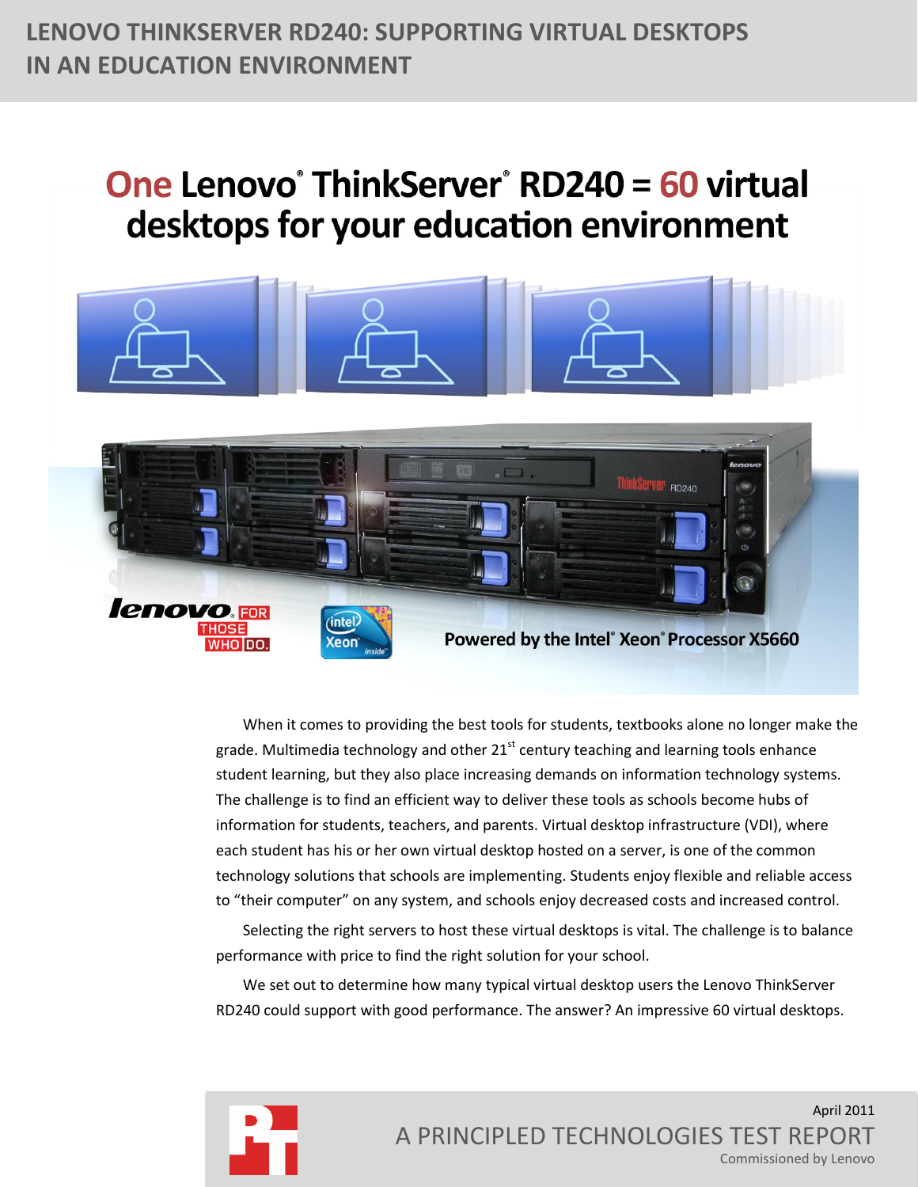# LENOVO THINKSERVER RD240: SUPPORTING VIRTUAL DESKTOPS IN AN EDUCATION ENVIRONMENT

## One Lenovo® ThinkServer® RD240 = 60 virtual desktops for your education environment

Powered by the Intel® Xeon® Processor X5660

When it comes to providing the best tools for students, textbooks alone no longer make the grade. Multimedia technology and other 21st century teaching and learning tools enhance student learning, but they also place increasing demands on information technology systems. The challenge is to find an efficient way to deliver these tools as schools become hubs of information for students, teachers, and parents. Virtual desktop infrastructure (VDI), where each student has his or her own virtual desktop hosted on a server, is one of the common technology solutions that schools are implementing. Students enjoy flexible and reliable access to "their computer" on any system, and schools enjoy decreased costs and increased control.

Selecting the right servers to host these virtual desktops is vital. The challenge is to balance performance with price to find the right solution for your school.

We set out to determine how many typical virtual desktop users the Lenovo ThinkServer RD240 could support with good performance. The answer? An impressive 60 virtual desktops.

April 2011

A PRINCIPLED TECHNOLOGIES TEST REPORT

Commissioned by Lenovo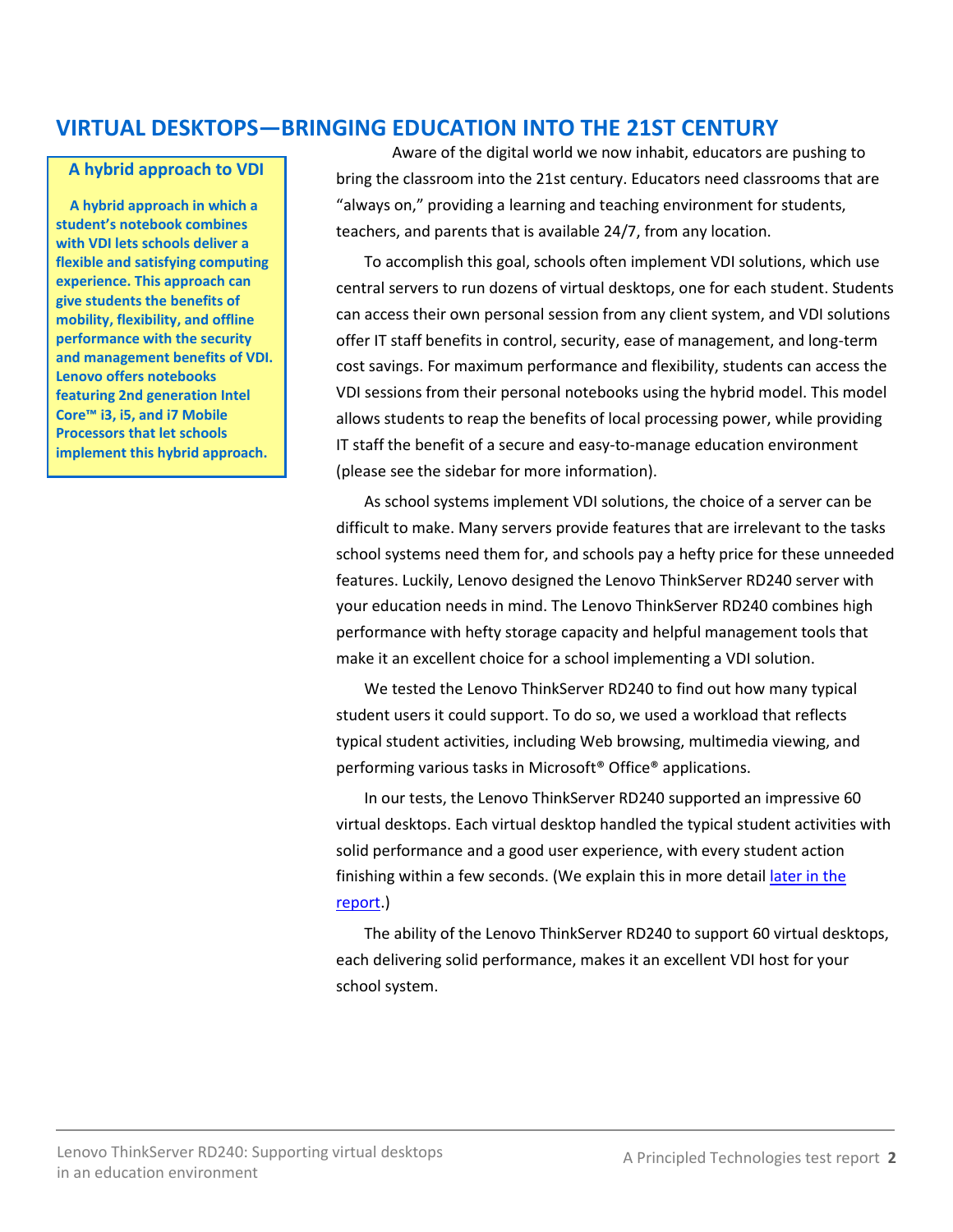## VIRTUAL DESKTOPS—BRINGING EDUCATION INTO THE 21ST CENTURY

**A hybrid approach to VDI**

**A hybrid approach in which a student's notebook combines with VDI lets schools deliver a flexible and satisfying computing experience. This approach can give students the benefits of mobility, flexibility, and offline performance with the security and management benefits of VDI. Lenovo offers notebooks featuring 2nd generation Intel Core™ i3, i5, and i7 Mobile Processors that let schools implement this hybrid approach.**

Aware of the digital world we now inhabit, educators are pushing to bring the classroom into the 21st century. Educators need classrooms that are "always on," providing a learning and teaching environment for students, teachers, and parents that is available 24/7, from any location.

To accomplish this goal, schools often implement VDI solutions, which use central servers to run dozens of virtual desktops, one for each student. Students can access their own personal session from any client system, and VDI solutions offer IT staff benefits in control, security, ease of management, and long-term cost savings. For maximum performance and flexibility, students can access the VDI sessions from their personal notebooks using the hybrid model. This model allows students to reap the benefits of local processing power, while providing IT staff the benefit of a secure and easy-to-manage education environment (please see the sidebar for more information).

As school systems implement VDI solutions, the choice of a server can be difficult to make. Many servers provide features that are irrelevant to the tasks school systems need them for, and schools pay a hefty price for these unneeded features. Luckily, Lenovo designed the Lenovo ThinkServer RD240 server with your education needs in mind. The Lenovo ThinkServer RD240 combines high performance with hefty storage capacity and helpful management tools that make it an excellent choice for a school implementing a VDI solution.

We tested the Lenovo ThinkServer RD240 to find out how many typical student users it could support. To do so, we used a workload that reflects typical student activities, including Web browsing, multimedia viewing, and performing various tasks in Microsoft® Office® applications.

In our tests, the Lenovo ThinkServer RD240 supported an impressive 60 virtual desktops. Each virtual desktop handled the typical student activities with solid performance and a good user experience, with every student action finishing within a few seconds. (We explain this in more detail later in the report.)

The ability of the Lenovo ThinkServer RD240 to support 60 virtual desktops, each delivering solid performance, makes it an excellent VDI host for your school system.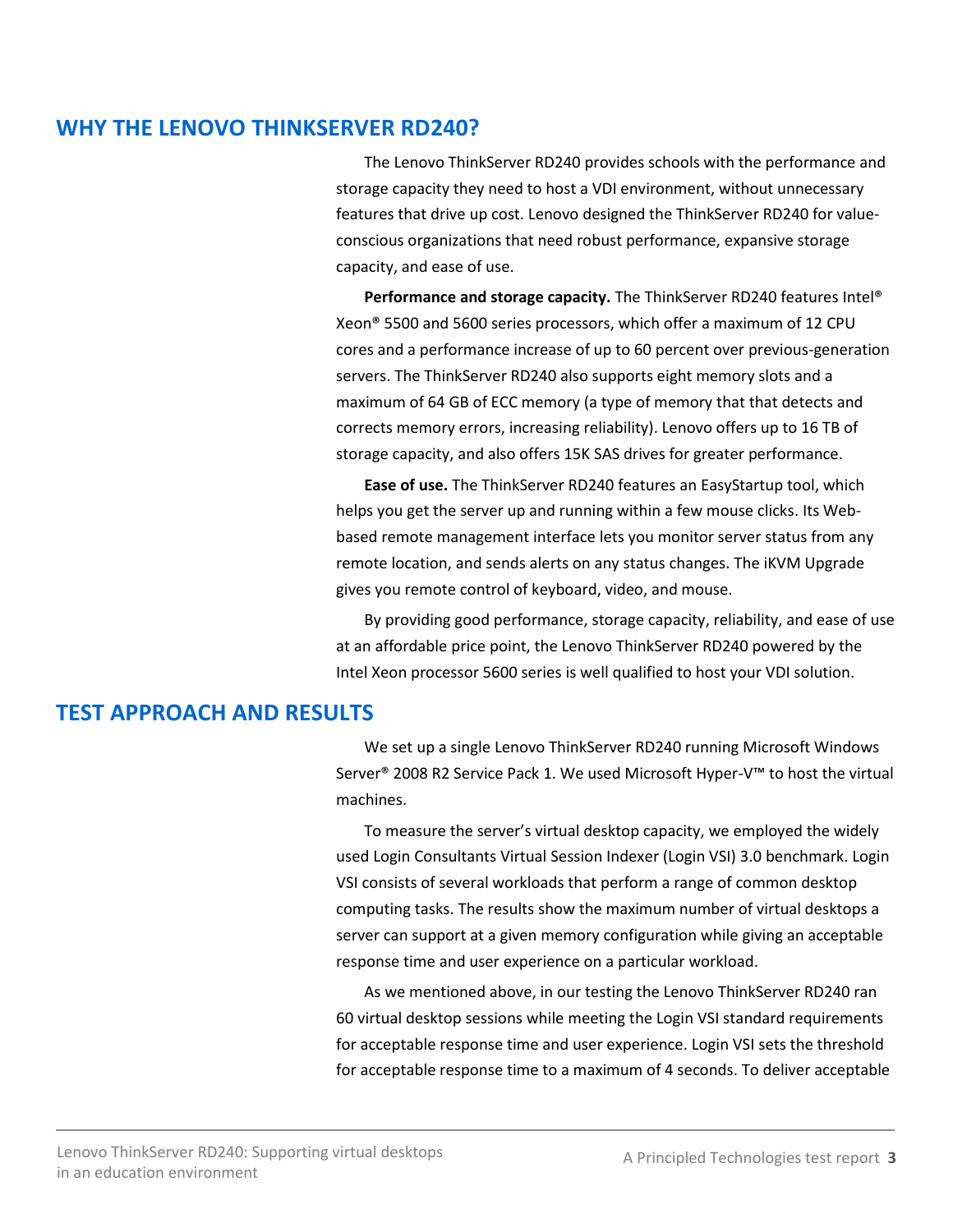## WHY THE LENOVO THINKSERVER RD240?

The Lenovo ThinkServer RD240 provides schools with the performance and storage capacity they need to host a VDI environment, without unnecessary features that drive up cost. Lenovo designed the ThinkServer RD240 for value-conscious organizations that need robust performance, expansive storage capacity, and ease of use.

**Performance and storage capacity.** The ThinkServer RD240 features Intel® Xeon® 5500 and 5600 series processors, which offer a maximum of 12 CPU cores and a performance increase of up to 60 percent over previous-generation servers. The ThinkServer RD240 also supports eight memory slots and a maximum of 64 GB of ECC memory (a type of memory that that detects and corrects memory errors, increasing reliability). Lenovo offers up to 16 TB of storage capacity, and also offers 15K SAS drives for greater performance.

**Ease of use.** The ThinkServer RD240 features an EasyStartup tool, which helps you get the server up and running within a few mouse clicks. Its Web-based remote management interface lets you monitor server status from any remote location, and sends alerts on any status changes. The iKVM Upgrade gives you remote control of keyboard, video, and mouse.

By providing good performance, storage capacity, reliability, and ease of use at an affordable price point, the Lenovo ThinkServer RD240 powered by the Intel Xeon processor 5600 series is well qualified to host your VDI solution.

## TEST APPROACH AND RESULTS

We set up a single Lenovo ThinkServer RD240 running Microsoft Windows Server® 2008 R2 Service Pack 1. We used Microsoft Hyper-V™ to host the virtual machines.

To measure the server's virtual desktop capacity, we employed the widely used Login Consultants Virtual Session Indexer (Login VSI) 3.0 benchmark. Login VSI consists of several workloads that perform a range of common desktop computing tasks. The results show the maximum number of virtual desktops a server can support at a given memory configuration while giving an acceptable response time and user experience on a particular workload.

As we mentioned above, in our testing the Lenovo ThinkServer RD240 ran 60 virtual desktop sessions while meeting the Login VSI standard requirements for acceptable response time and user experience. Login VSI sets the threshold for acceptable response time to a maximum of 4 seconds. To deliver acceptable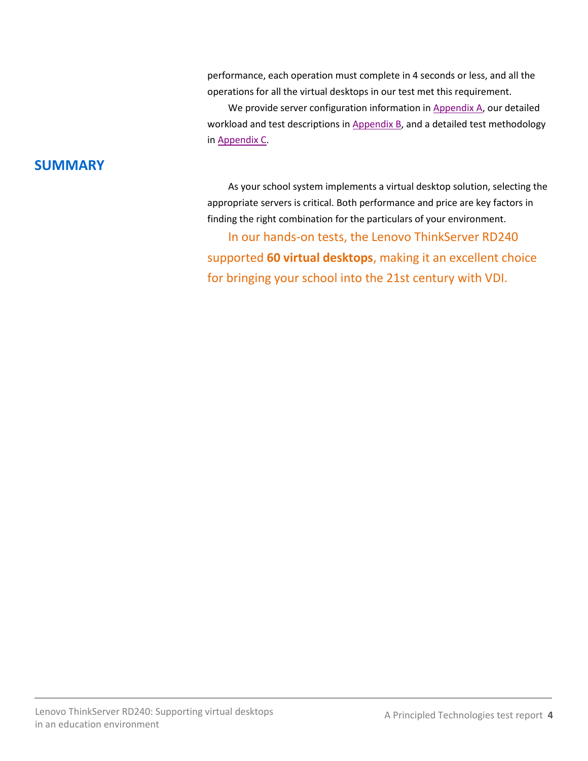performance, each operation must complete in 4 seconds or less, and all the operations for all the virtual desktops in our test met this requirement.

We provide server configuration information in Appendix A, our detailed workload and test descriptions in Appendix B, and a detailed test methodology in Appendix C.

## SUMMARY

As your school system implements a virtual desktop solution, selecting the appropriate servers is critical. Both performance and price are key factors in finding the right combination for the particulars of your environment.

In our hands-on tests, the Lenovo ThinkServer RD240 supported **60 virtual desktops**, making it an excellent choice for bringing your school into the 21st century with VDI.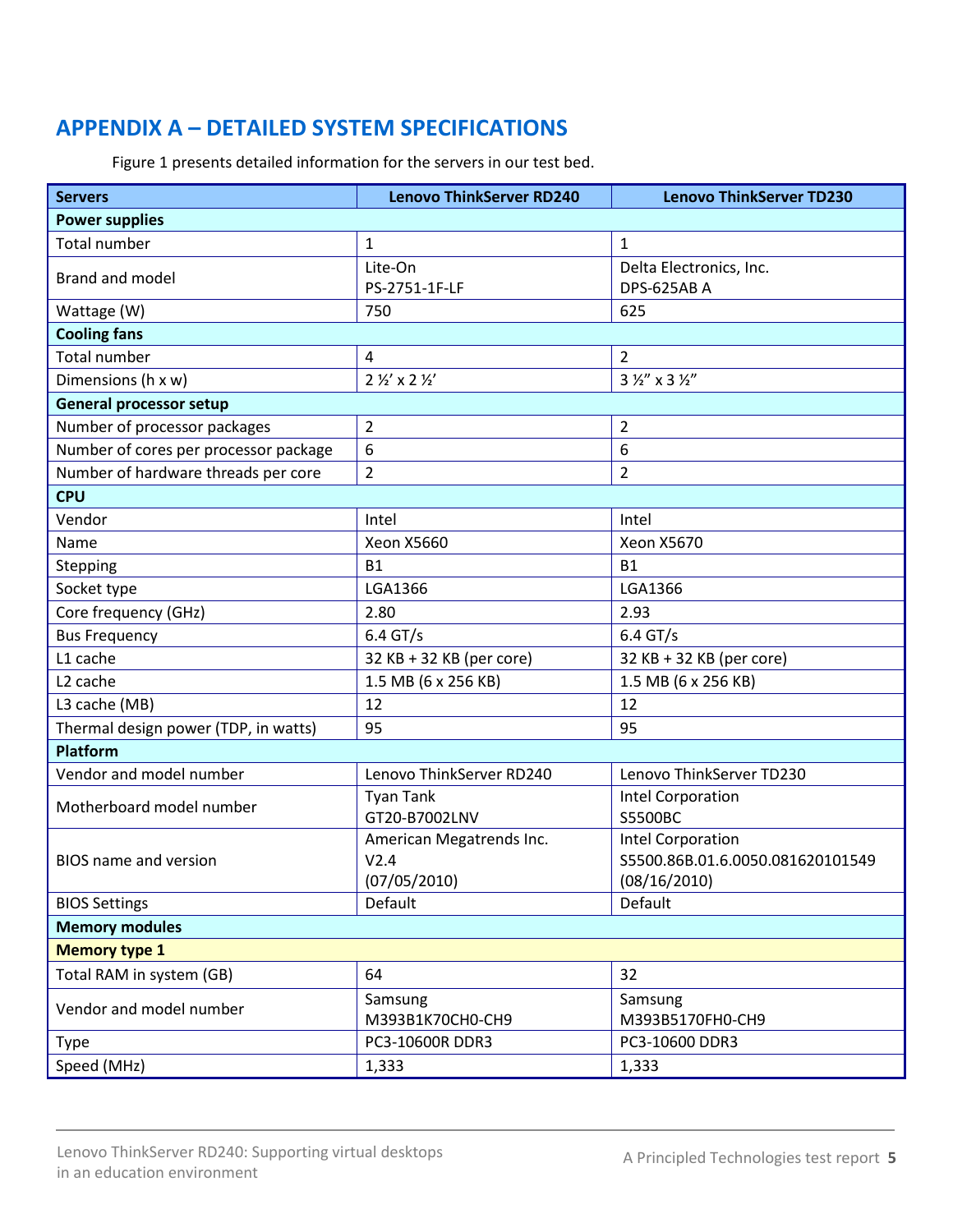## APPENDIX A – DETAILED SYSTEM SPECIFICATIONS

Figure 1 presents detailed information for the servers in our test bed.

| Servers | Lenovo ThinkServer RD240 | Lenovo ThinkServer TD230 |
|---|---|---|
| **Power supplies** | | |
| Total number | 1 | 1 |
| Brand and model | Lite-On PS-2751-1F-LF | Delta Electronics, Inc. DPS-625AB A |
| Wattage (W) | 750 | 625 |
| **Cooling fans** | | |
| Total number | 4 | 2 |
| Dimensions (h x w) | 2 ½' x 2 ½' | 3 ½" x 3 ½" |
| **General processor setup** | | |
| Number of processor packages | 2 | 2 |
| Number of cores per processor package | 6 | 6 |
| Number of hardware threads per core | 2 | 2 |
| **CPU** | | |
| Vendor | Intel | Intel |
| Name | Xeon X5660 | Xeon X5670 |
| Stepping | B1 | B1 |
| Socket type | LGA1366 | LGA1366 |
| Core frequency (GHz) | 2.80 | 2.93 |
| Bus Frequency | 6.4 GT/s | 6.4 GT/s |
| L1 cache | 32 KB + 32 KB (per core) | 32 KB + 32 KB (per core) |
| L2 cache | 1.5 MB (6 x 256 KB) | 1.5 MB (6 x 256 KB) |
| L3 cache (MB) | 12 | 12 |
| Thermal design power (TDP, in watts) | 95 | 95 |
| **Platform** | | |
| Vendor and model number | Lenovo ThinkServer RD240 | Lenovo ThinkServer TD230 |
| Motherboard model number | Tyan Tank GT20-B7002LNV | Intel Corporation S5500BC |
| BIOS name and version | American Megatrends Inc. V2.4 (07/05/2010) | Intel Corporation S5500.86B.01.6.0050.081620101549 (08/16/2010) |
| BIOS Settings | Default | Default |
| **Memory modules** | | |
| **Memory type 1** | | |
| Total RAM in system (GB) | 64 | 32 |
| Vendor and model number | Samsung M393B1K70CH0-CH9 | Samsung M393B5170FH0-CH9 |
| Type | PC3-10600R DDR3 | PC3-10600 DDR3 |
| Speed (MHz) | 1,333 | 1,333 |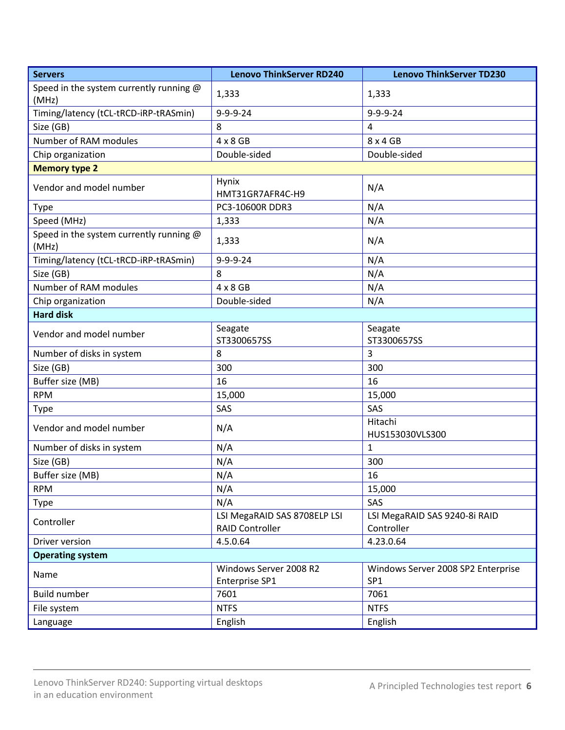| Servers | Lenovo ThinkServer RD240 | Lenovo ThinkServer TD230 |
|---|---|---|
| Speed in the system currently running @ (MHz) | 1,333 | 1,333 |
| Timing/latency (tCL-tRCD-iRP-tRASmin) | 9-9-9-24 | 9-9-9-24 |
| Size (GB) | 8 | 4 |
| Number of RAM modules | 4 x 8 GB | 8 x 4 GB |
| Chip organization | Double-sided | Double-sided |
| **Memory type 2** | | |
| Vendor and model number | Hynix HMT31GR7AFR4C-H9 | N/A |
| Type | PC3-10600R DDR3 | N/A |
| Speed (MHz) | 1,333 | N/A |
| Speed in the system currently running @ (MHz) | 1,333 | N/A |
| Timing/latency (tCL-tRCD-iRP-tRASmin) | 9-9-9-24 | N/A |
| Size (GB) | 8 | N/A |
| Number of RAM modules | 4 x 8 GB | N/A |
| Chip organization | Double-sided | N/A |
| **Hard disk** | | |
| Vendor and model number | Seagate ST3300657SS | Seagate ST3300657SS |
| Number of disks in system | 8 | 3 |
| Size (GB) | 300 | 300 |
| Buffer size (MB) | 16 | 16 |
| RPM | 15,000 | 15,000 |
| Type | SAS | SAS |
| Vendor and model number | N/A | Hitachi HUS153030VLS300 |
| Number of disks in system | N/A | 1 |
| Size (GB) | N/A | 300 |
| Buffer size (MB) | N/A | 16 |
| RPM | N/A | 15,000 |
| Type | N/A | SAS |
| Controller | LSI MegaRAID SAS 8708ELP LSI RAID Controller | LSI MegaRAID SAS 9240-8i RAID Controller |
| Driver version | 4.5.0.64 | 4.23.0.64 |
| **Operating system** | | |
| Name | Windows Server 2008 R2 Enterprise SP1 | Windows Server 2008 SP2 Enterprise SP1 |
| Build number | 7601 | 7061 |
| File system | NTFS | NTFS |
| Language | English | English |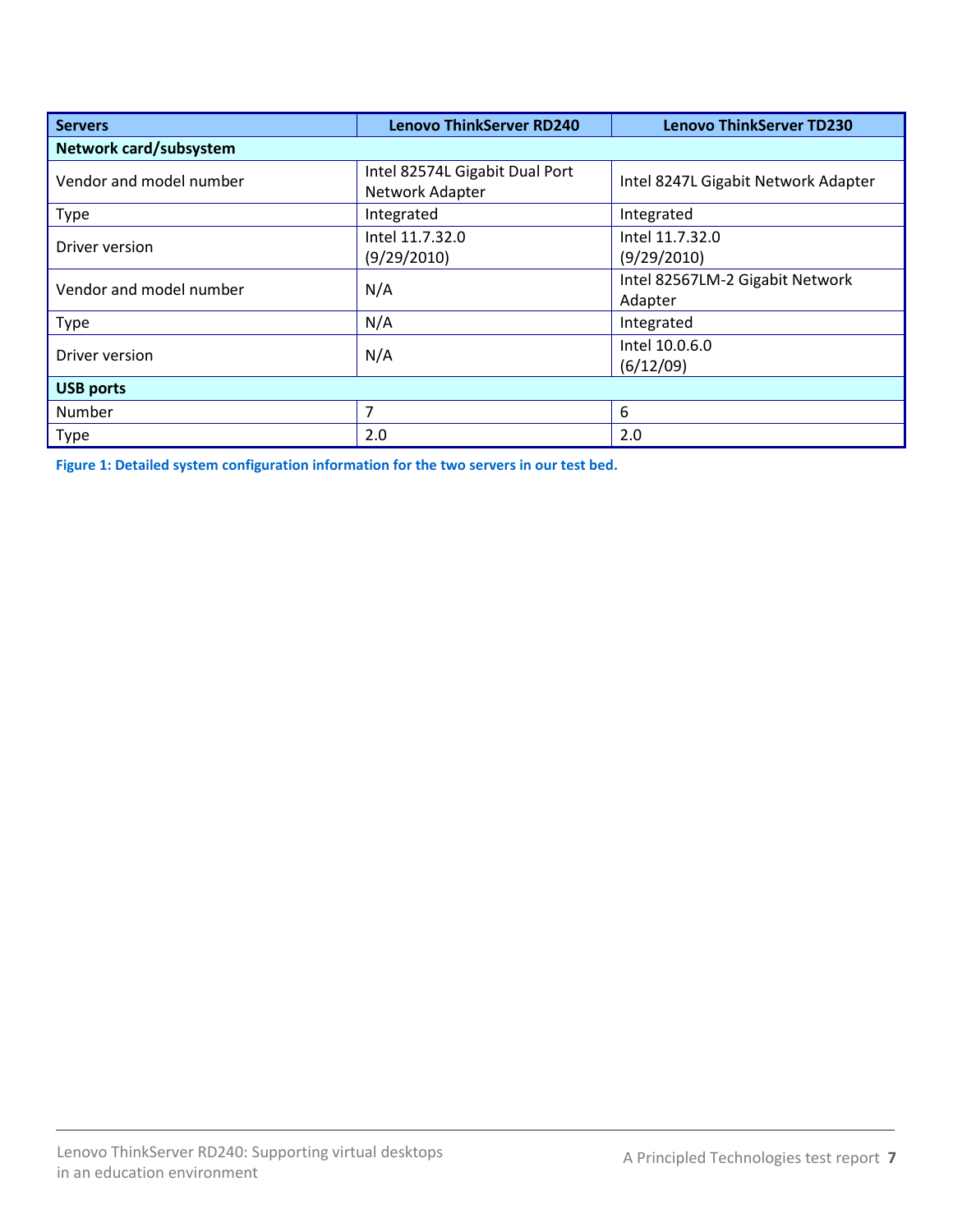| Servers | Lenovo ThinkServer RD240 | Lenovo ThinkServer TD230 |
| --- | --- | --- |
| **Network card/subsystem** | | |
| Vendor and model number | Intel 82574L Gigabit Dual Port Network Adapter | Intel 8247L Gigabit Network Adapter |
| Type | Integrated | Integrated |
| Driver version | Intel 11.7.32.0 (9/29/2010) | Intel 11.7.32.0 (9/29/2010) |
| Vendor and model number | N/A | Intel 82567LM-2 Gigabit Network Adapter |
| Type | N/A | Integrated |
| Driver version | N/A | Intel 10.0.6.0 (6/12/09) |
| **USB ports** | | |
| Number | 7 | 6 |
| Type | 2.0 | 2.0 |

**Figure 1: Detailed system configuration information for the two servers in our test bed.**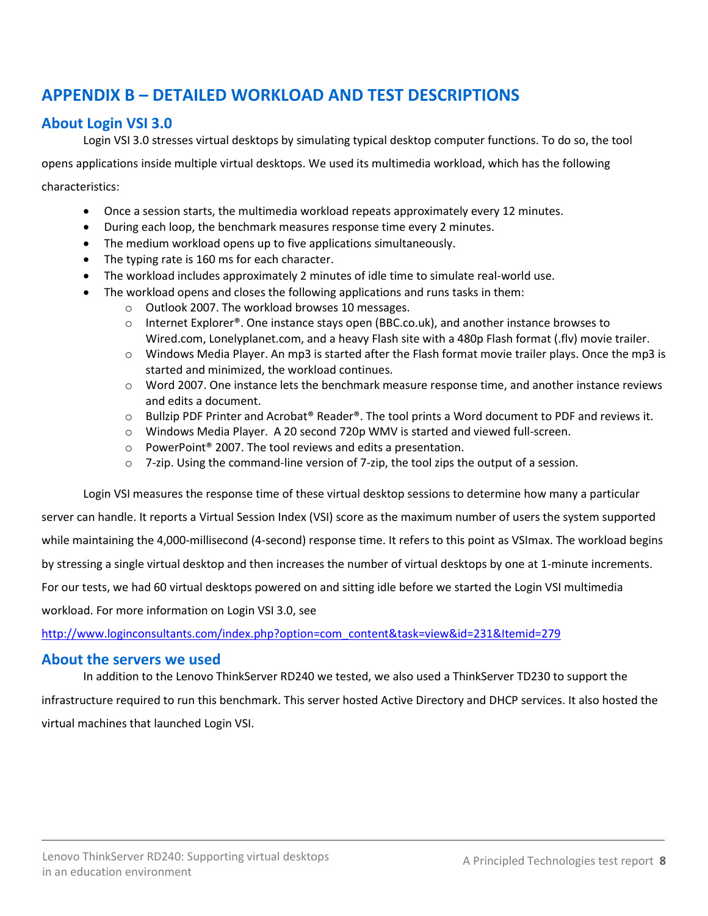# APPENDIX B – DETAILED WORKLOAD AND TEST DESCRIPTIONS

## About Login VSI 3.0

Login VSI 3.0 stresses virtual desktops by simulating typical desktop computer functions. To do so, the tool opens applications inside multiple virtual desktops. We used its multimedia workload, which has the following characteristics:

- Once a session starts, the multimedia workload repeats approximately every 12 minutes.
- During each loop, the benchmark measures response time every 2 minutes.
- The medium workload opens up to five applications simultaneously.
- The typing rate is 160 ms for each character.
- The workload includes approximately 2 minutes of idle time to simulate real-world use.
- The workload opens and closes the following applications and runs tasks in them:
  - Outlook 2007. The workload browses 10 messages.
  - Internet Explorer®. One instance stays open (BBC.co.uk), and another instance browses to Wired.com, Lonelyplanet.com, and a heavy Flash site with a 480p Flash format (.flv) movie trailer.
  - Windows Media Player. An mp3 is started after the Flash format movie trailer plays. Once the mp3 is started and minimized, the workload continues.
  - Word 2007. One instance lets the benchmark measure response time, and another instance reviews and edits a document.
  - Bullzip PDF Printer and Acrobat® Reader®. The tool prints a Word document to PDF and reviews it.
  - Windows Media Player. A 20 second 720p WMV is started and viewed full-screen.
  - PowerPoint® 2007. The tool reviews and edits a presentation.
  - 7-zip. Using the command-line version of 7-zip, the tool zips the output of a session.

Login VSI measures the response time of these virtual desktop sessions to determine how many a particular server can handle. It reports a Virtual Session Index (VSI) score as the maximum number of users the system supported while maintaining the 4,000-millisecond (4-second) response time. It refers to this point as VSImax. The workload begins by stressing a single virtual desktop and then increases the number of virtual desktops by one at 1-minute increments. For our tests, we had 60 virtual desktops powered on and sitting idle before we started the Login VSI multimedia workload. For more information on Login VSI 3.0, see

http://www.loginconsultants.com/index.php?option=com_content&task=view&id=231&Itemid=279

## About the servers we used

In addition to the Lenovo ThinkServer RD240 we tested, we also used a ThinkServer TD230 to support the infrastructure required to run this benchmark. This server hosted Active Directory and DHCP services. It also hosted the virtual machines that launched Login VSI.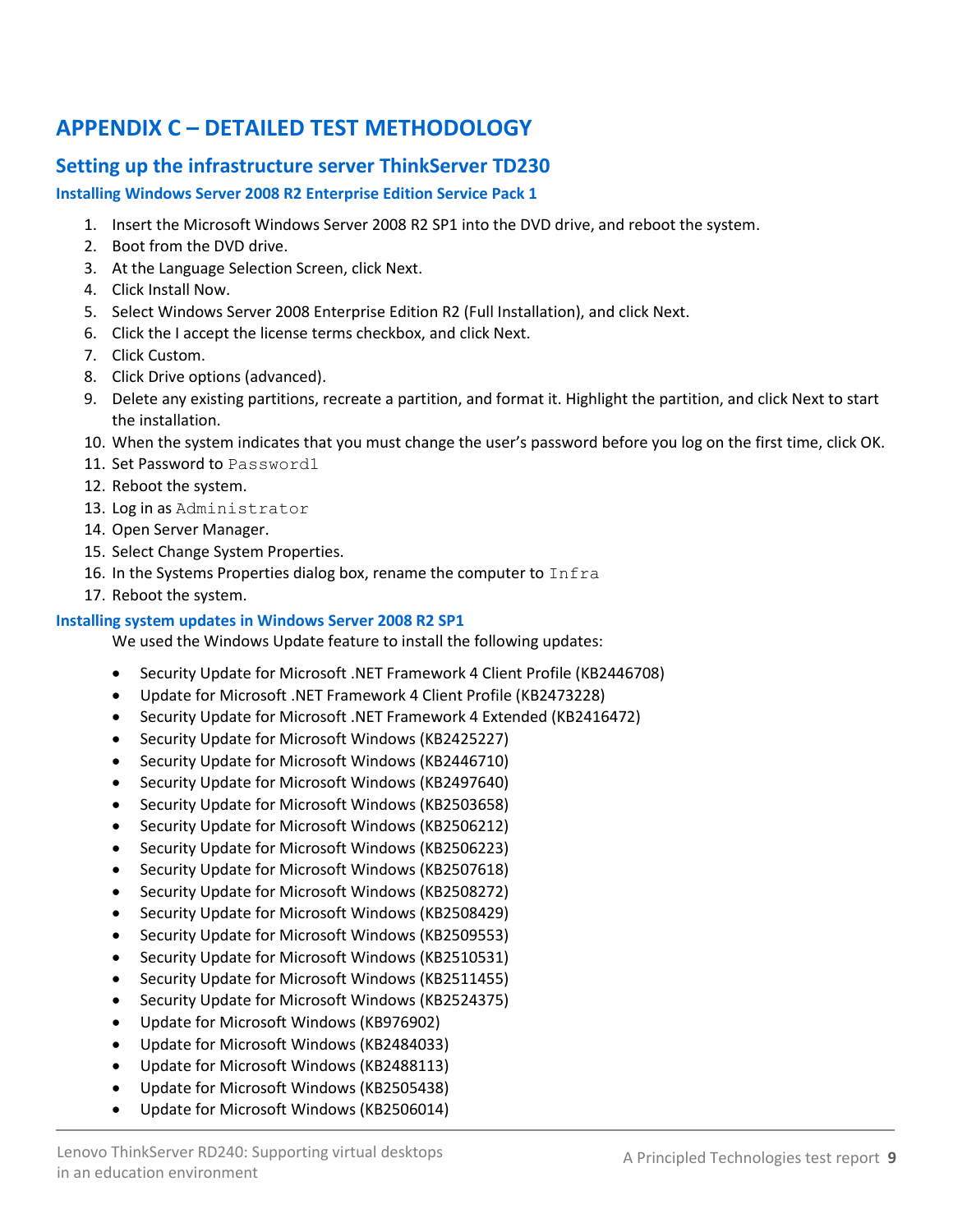# APPENDIX C – DETAILED TEST METHODOLOGY

## Setting up the infrastructure server ThinkServer TD230

### Installing Windows Server 2008 R2 Enterprise Edition Service Pack 1

1. Insert the Microsoft Windows Server 2008 R2 SP1 into the DVD drive, and reboot the system.
2. Boot from the DVD drive.
3. At the Language Selection Screen, click Next.
4. Click Install Now.
5. Select Windows Server 2008 Enterprise Edition R2 (Full Installation), and click Next.
6. Click the I accept the license terms checkbox, and click Next.
7. Click Custom.
8. Click Drive options (advanced).
9. Delete any existing partitions, recreate a partition, and format it. Highlight the partition, and click Next to start the installation.
10. When the system indicates that you must change the user's password before you log on the first time, click OK.
11. Set Password to `Password1`
12. Reboot the system.
13. Log in as `Administrator`
14. Open Server Manager.
15. Select Change System Properties.
16. In the Systems Properties dialog box, rename the computer to `Infra`
17. Reboot the system.

### Installing system updates in Windows Server 2008 R2 SP1

We used the Windows Update feature to install the following updates:

- Security Update for Microsoft .NET Framework 4 Client Profile (KB2446708)
- Update for Microsoft .NET Framework 4 Client Profile (KB2473228)
- Security Update for Microsoft .NET Framework 4 Extended (KB2416472)
- Security Update for Microsoft Windows (KB2425227)
- Security Update for Microsoft Windows (KB2446710)
- Security Update for Microsoft Windows (KB2497640)
- Security Update for Microsoft Windows (KB2503658)
- Security Update for Microsoft Windows (KB2506212)
- Security Update for Microsoft Windows (KB2506223)
- Security Update for Microsoft Windows (KB2507618)
- Security Update for Microsoft Windows (KB2508272)
- Security Update for Microsoft Windows (KB2508429)
- Security Update for Microsoft Windows (KB2509553)
- Security Update for Microsoft Windows (KB2510531)
- Security Update for Microsoft Windows (KB2511455)
- Security Update for Microsoft Windows (KB2524375)
- Update for Microsoft Windows (KB976902)
- Update for Microsoft Windows (KB2484033)
- Update for Microsoft Windows (KB2488113)
- Update for Microsoft Windows (KB2505438)
- Update for Microsoft Windows (KB2506014)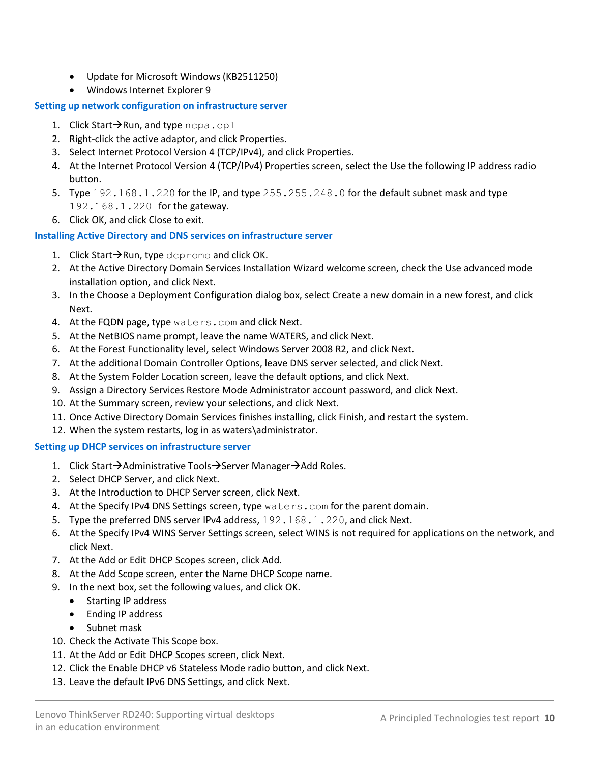- Update for Microsoft Windows (KB2511250)
- Windows Internet Explorer 9

### Setting up network configuration on infrastructure server

1. Click Start→Run, and type `ncpa.cpl`
2. Right-click the active adaptor, and click Properties.
3. Select Internet Protocol Version 4 (TCP/IPv4), and click Properties.
4. At the Internet Protocol Version 4 (TCP/IPv4) Properties screen, select the Use the following IP address radio button.
5. Type `192.168.1.220` for the IP, and type `255.255.248.0` for the default subnet mask and type `192.168.1.220` for the gateway.
6. Click OK, and click Close to exit.

### Installing Active Directory and DNS services on infrastructure server

1. Click Start→Run, type `dcpromo` and click OK.
2. At the Active Directory Domain Services Installation Wizard welcome screen, check the Use advanced mode installation option, and click Next.
3. In the Choose a Deployment Configuration dialog box, select Create a new domain in a new forest, and click Next.
4. At the FQDN page, type `waters.com` and click Next.
5. At the NetBIOS name prompt, leave the name WATERS, and click Next.
6. At the Forest Functionality level, select Windows Server 2008 R2, and click Next.
7. At the additional Domain Controller Options, leave DNS server selected, and click Next.
8. At the System Folder Location screen, leave the default options, and click Next.
9. Assign a Directory Services Restore Mode Administrator account password, and click Next.
10. At the Summary screen, review your selections, and click Next.
11. Once Active Directory Domain Services finishes installing, click Finish, and restart the system.
12. When the system restarts, log in as waters\administrator.

### Setting up DHCP services on infrastructure server

1. Click Start→Administrative Tools→Server Manager→Add Roles.
2. Select DHCP Server, and click Next.
3. At the Introduction to DHCP Server screen, click Next.
4. At the Specify IPv4 DNS Settings screen, type `waters.com` for the parent domain.
5. Type the preferred DNS server IPv4 address, `192.168.1.220`, and click Next.
6. At the Specify IPv4 WINS Server Settings screen, select WINS is not required for applications on the network, and click Next.
7. At the Add or Edit DHCP Scopes screen, click Add.
8. At the Add Scope screen, enter the Name DHCP Scope name.
9. In the next box, set the following values, and click OK.
   - Starting IP address
   - Ending IP address
   - Subnet mask
10. Check the Activate This Scope box.
11. At the Add or Edit DHCP Scopes screen, click Next.
12. Click the Enable DHCP v6 Stateless Mode radio button, and click Next.
13. Leave the default IPv6 DNS Settings, and click Next.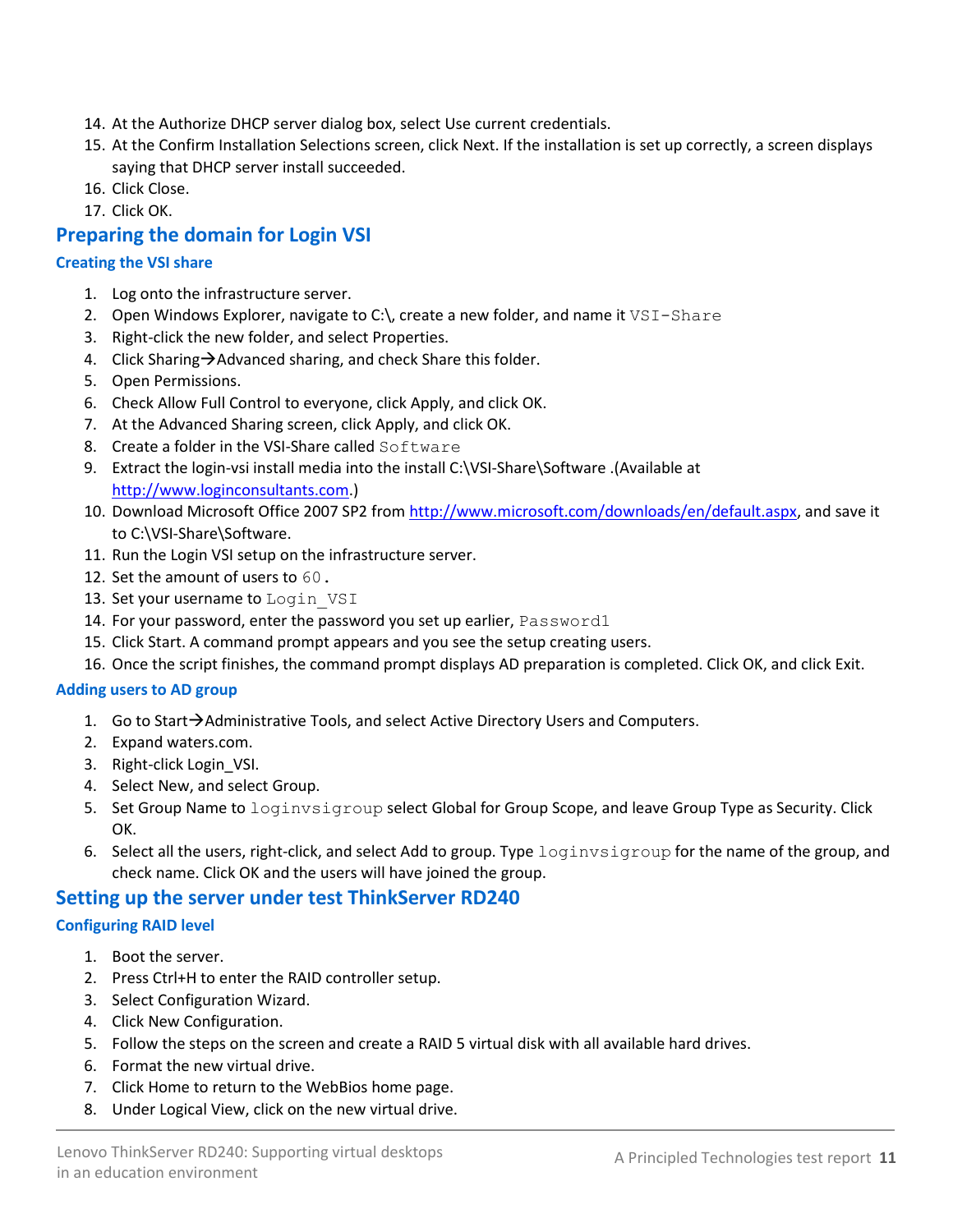14. At the Authorize DHCP server dialog box, select Use current credentials.
15. At the Confirm Installation Selections screen, click Next. If the installation is set up correctly, a screen displays saying that DHCP server install succeeded.
16. Click Close.
17. Click OK.

## Preparing the domain for Login VSI

### Creating the VSI share

1. Log onto the infrastructure server.
2. Open Windows Explorer, navigate to C:\, create a new folder, and name it VSI-Share
3. Right-click the new folder, and select Properties.
4. Click Sharing→Advanced sharing, and check Share this folder.
5. Open Permissions.
6. Check Allow Full Control to everyone, click Apply, and click OK.
7. At the Advanced Sharing screen, click Apply, and click OK.
8. Create a folder in the VSI-Share called Software
9. Extract the login-vsi install media into the install C:\VSI-Share\Software .(Available at http://www.loginconsultants.com.)
10. Download Microsoft Office 2007 SP2 from http://www.microsoft.com/downloads/en/default.aspx, and save it to C:\VSI-Share\Software.
11. Run the Login VSI setup on the infrastructure server.
12. Set the amount of users to 60.
13. Set your username to Login_VSI
14. For your password, enter the password you set up earlier, Password1
15. Click Start. A command prompt appears and you see the setup creating users.
16. Once the script finishes, the command prompt displays AD preparation is completed. Click OK, and click Exit.

### Adding users to AD group

1. Go to Start→Administrative Tools, and select Active Directory Users and Computers.
2. Expand waters.com.
3. Right-click Login_VSI.
4. Select New, and select Group.
5. Set Group Name to loginvsigroup select Global for Group Scope, and leave Group Type as Security. Click OK.
6. Select all the users, right-click, and select Add to group. Type loginvsigroup for the name of the group, and check name. Click OK and the users will have joined the group.

## Setting up the server under test ThinkServer RD240

### Configuring RAID level

1. Boot the server.
2. Press Ctrl+H to enter the RAID controller setup.
3. Select Configuration Wizard.
4. Click New Configuration.
5. Follow the steps on the screen and create a RAID 5 virtual disk with all available hard drives.
6. Format the new virtual drive.
7. Click Home to return to the WebBios home page.
8. Under Logical View, click on the new virtual drive.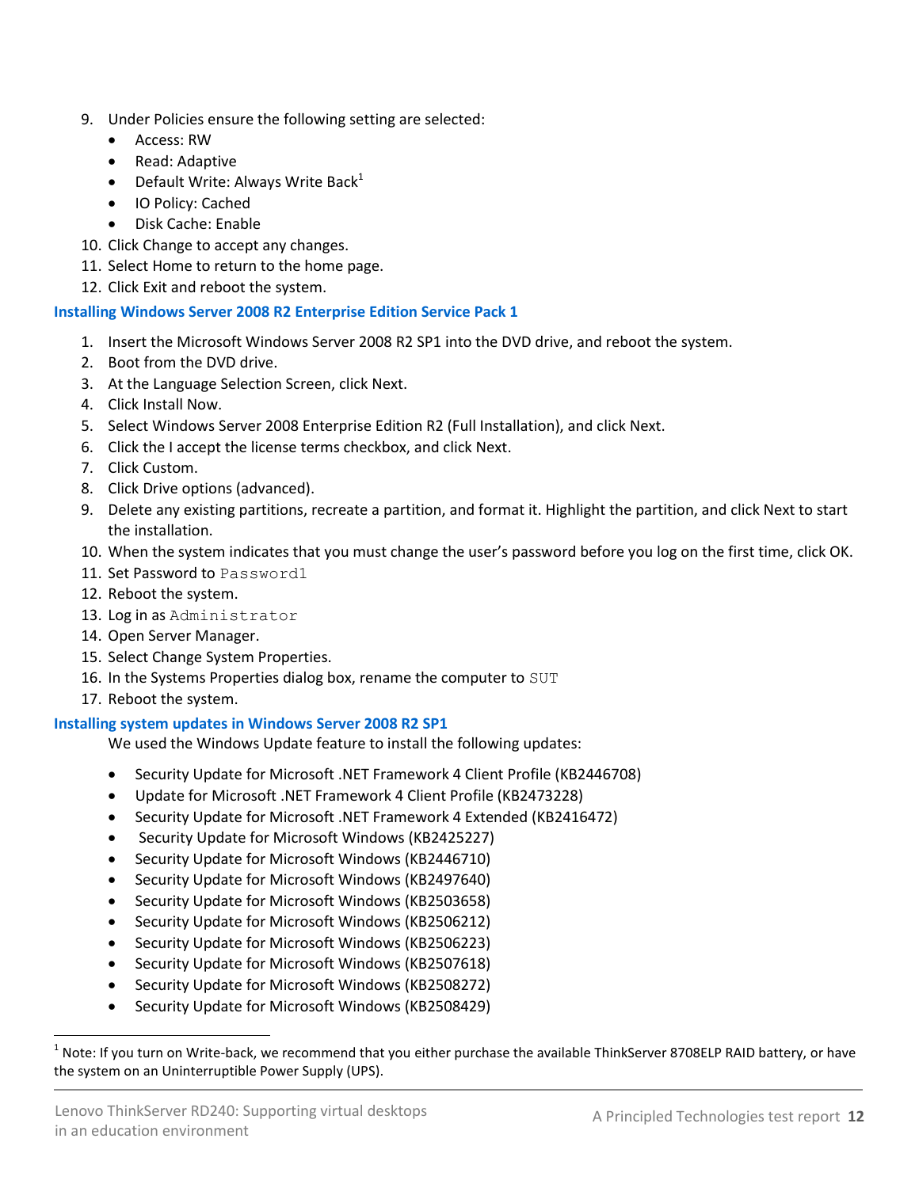9. Under Policies ensure the following setting are selected:
   - Access: RW
   - Read: Adaptive
   - Default Write: Always Write Back[1]
   - IO Policy: Cached
   - Disk Cache: Enable
10. Click Change to accept any changes.
11. Select Home to return to the home page.
12. Click Exit and reboot the system.

### Installing Windows Server 2008 R2 Enterprise Edition Service Pack 1

1. Insert the Microsoft Windows Server 2008 R2 SP1 into the DVD drive, and reboot the system.
2. Boot from the DVD drive.
3. At the Language Selection Screen, click Next.
4. Click Install Now.
5. Select Windows Server 2008 Enterprise Edition R2 (Full Installation), and click Next.
6. Click the I accept the license terms checkbox, and click Next.
7. Click Custom.
8. Click Drive options (advanced).
9. Delete any existing partitions, recreate a partition, and format it. Highlight the partition, and click Next to start the installation.
10. When the system indicates that you must change the user's password before you log on the first time, click OK.
11. Set Password to `Password1`
12. Reboot the system.
13. Log in as `Administrator`
14. Open Server Manager.
15. Select Change System Properties.
16. In the Systems Properties dialog box, rename the computer to `SUT`
17. Reboot the system.

### Installing system updates in Windows Server 2008 R2 SP1

We used the Windows Update feature to install the following updates:

- Security Update for Microsoft .NET Framework 4 Client Profile (KB2446708)
- Update for Microsoft .NET Framework 4 Client Profile (KB2473228)
- Security Update for Microsoft .NET Framework 4 Extended (KB2416472)
- Security Update for Microsoft Windows (KB2425227)
- Security Update for Microsoft Windows (KB2446710)
- Security Update for Microsoft Windows (KB2497640)
- Security Update for Microsoft Windows (KB2503658)
- Security Update for Microsoft Windows (KB2506212)
- Security Update for Microsoft Windows (KB2506223)
- Security Update for Microsoft Windows (KB2507618)
- Security Update for Microsoft Windows (KB2508272)
- Security Update for Microsoft Windows (KB2508429)

[1] Note: If you turn on Write-back, we recommend that you either purchase the available ThinkServer 8708ELP RAID battery, or have the system on an Uninterruptible Power Supply (UPS).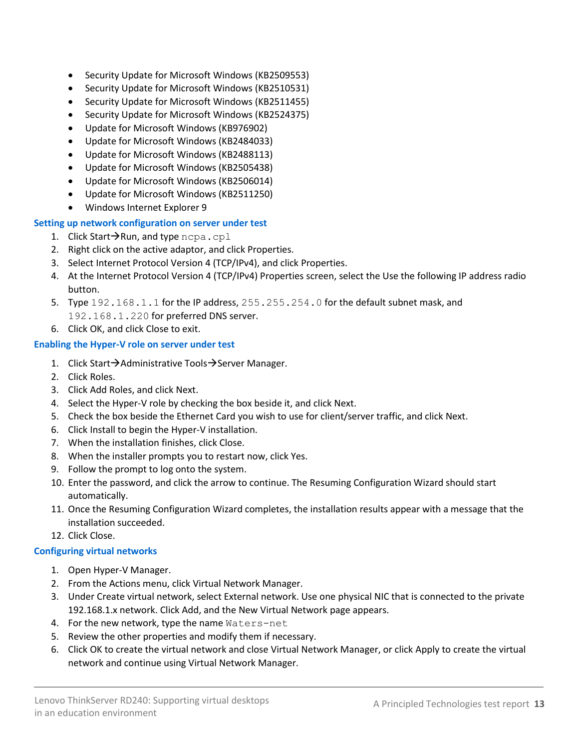- Security Update for Microsoft Windows (KB2509553)
- Security Update for Microsoft Windows (KB2510531)
- Security Update for Microsoft Windows (KB2511455)
- Security Update for Microsoft Windows (KB2524375)
- Update for Microsoft Windows (KB976902)
- Update for Microsoft Windows (KB2484033)
- Update for Microsoft Windows (KB2488113)
- Update for Microsoft Windows (KB2505438)
- Update for Microsoft Windows (KB2506014)
- Update for Microsoft Windows (KB2511250)
- Windows Internet Explorer 9

### Setting up network configuration on server under test

1. Click Start→Run, and type `ncpa.cpl`
2. Right click on the active adaptor, and click Properties.
3. Select Internet Protocol Version 4 (TCP/IPv4), and click Properties.
4. At the Internet Protocol Version 4 (TCP/IPv4) Properties screen, select the Use the following IP address radio button.
5. Type `192.168.1.1` for the IP address, `255.255.254.0` for the default subnet mask, and `192.168.1.220` for preferred DNS server.
6. Click OK, and click Close to exit.

### Enabling the Hyper-V role on server under test

1. Click Start→Administrative Tools→Server Manager.
2. Click Roles.
3. Click Add Roles, and click Next.
4. Select the Hyper-V role by checking the box beside it, and click Next.
5. Check the box beside the Ethernet Card you wish to use for client/server traffic, and click Next.
6. Click Install to begin the Hyper-V installation.
7. When the installation finishes, click Close.
8. When the installer prompts you to restart now, click Yes.
9. Follow the prompt to log onto the system.
10. Enter the password, and click the arrow to continue. The Resuming Configuration Wizard should start automatically.
11. Once the Resuming Configuration Wizard completes, the installation results appear with a message that the installation succeeded.
12. Click Close.

### Configuring virtual networks

1. Open Hyper-V Manager.
2. From the Actions menu, click Virtual Network Manager.
3. Under Create virtual network, select External network. Use one physical NIC that is connected to the private 192.168.1.x network. Click Add, and the New Virtual Network page appears.
4. For the new network, type the name `Waters-net`
5. Review the other properties and modify them if necessary.
6. Click OK to create the virtual network and close Virtual Network Manager, or click Apply to create the virtual network and continue using Virtual Network Manager.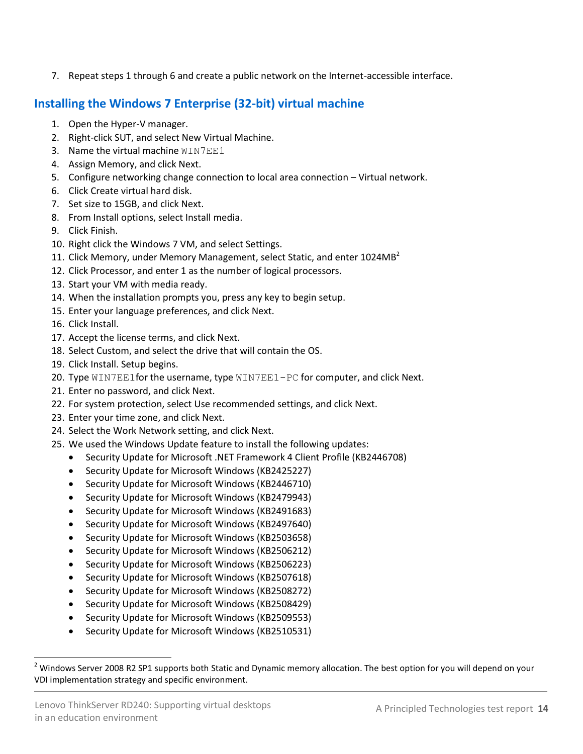7. Repeat steps 1 through 6 and create a public network on the Internet-accessible interface.

## Installing the Windows 7 Enterprise (32-bit) virtual machine

1. Open the Hyper-V manager.
2. Right-click SUT, and select New Virtual Machine.
3. Name the virtual machine `WIN7EE1`
4. Assign Memory, and click Next.
5. Configure networking change connection to local area connection – Virtual network.
6. Click Create virtual hard disk.
7. Set size to 15GB, and click Next.
8. From Install options, select Install media.
9. Click Finish.
10. Right click the Windows 7 VM, and select Settings.
11. Click Memory, under Memory Management, select Static, and enter 1024MB[2]
12. Click Processor, and enter 1 as the number of logical processors.
13. Start your VM with media ready.
14. When the installation prompts you, press any key to begin setup.
15. Enter your language preferences, and click Next.
16. Click Install.
17. Accept the license terms, and click Next.
18. Select Custom, and select the drive that will contain the OS.
19. Click Install. Setup begins.
20. Type `WIN7EE1`for the username, type `WIN7EE1-PC` for computer, and click Next.
21. Enter no password, and click Next.
22. For system protection, select Use recommended settings, and click Next.
23. Enter your time zone, and click Next.
24. Select the Work Network setting, and click Next.
25. We used the Windows Update feature to install the following updates:
    - Security Update for Microsoft .NET Framework 4 Client Profile (KB2446708)
    - Security Update for Microsoft Windows (KB2425227)
    - Security Update for Microsoft Windows (KB2446710)
    - Security Update for Microsoft Windows (KB2479943)
    - Security Update for Microsoft Windows (KB2491683)
    - Security Update for Microsoft Windows (KB2497640)
    - Security Update for Microsoft Windows (KB2503658)
    - Security Update for Microsoft Windows (KB2506212)
    - Security Update for Microsoft Windows (KB2506223)
    - Security Update for Microsoft Windows (KB2507618)
    - Security Update for Microsoft Windows (KB2508272)
    - Security Update for Microsoft Windows (KB2508429)
    - Security Update for Microsoft Windows (KB2509553)
    - Security Update for Microsoft Windows (KB2510531)

[2] Windows Server 2008 R2 SP1 supports both Static and Dynamic memory allocation. The best option for you will depend on your VDI implementation strategy and specific environment.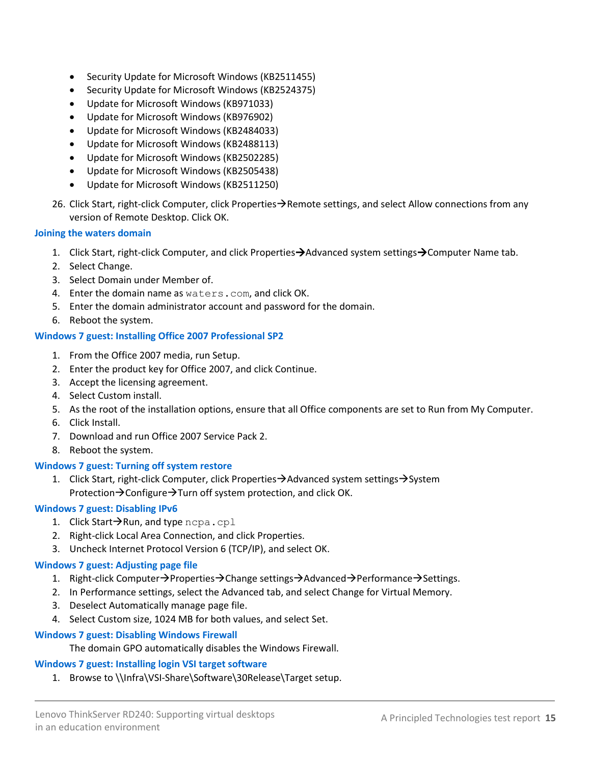- Security Update for Microsoft Windows (KB2511455)
- Security Update for Microsoft Windows (KB2524375)
- Update for Microsoft Windows (KB971033)
- Update for Microsoft Windows (KB976902)
- Update for Microsoft Windows (KB2484033)
- Update for Microsoft Windows (KB2488113)
- Update for Microsoft Windows (KB2502285)
- Update for Microsoft Windows (KB2505438)
- Update for Microsoft Windows (KB2511250)

26. Click Start, right-click Computer, click Properties→Remote settings, and select Allow connections from any version of Remote Desktop. Click OK.

### Joining the waters domain

1. Click Start, right-click Computer, and click Properties→Advanced system settings→Computer Name tab.
2. Select Change.
3. Select Domain under Member of.
4. Enter the domain name as `waters.com`, and click OK.
5. Enter the domain administrator account and password for the domain.
6. Reboot the system.

### Windows 7 guest: Installing Office 2007 Professional SP2

1. From the Office 2007 media, run Setup.
2. Enter the product key for Office 2007, and click Continue.
3. Accept the licensing agreement.
4. Select Custom install.
5. As the root of the installation options, ensure that all Office components are set to Run from My Computer.
6. Click Install.
7. Download and run Office 2007 Service Pack 2.
8. Reboot the system.

### Windows 7 guest: Turning off system restore

1. Click Start, right-click Computer, click Properties→Advanced system settings→System Protection→Configure→Turn off system protection, and click OK.

### Windows 7 guest: Disabling IPv6

1. Click Start→Run, and type `ncpa.cpl`
2. Right-click Local Area Connection, and click Properties.
3. Uncheck Internet Protocol Version 6 (TCP/IP), and select OK.

### Windows 7 guest: Adjusting page file

1. Right-click Computer→Properties→Change settings→Advanced→Performance→Settings.
2. In Performance settings, select the Advanced tab, and select Change for Virtual Memory.
3. Deselect Automatically manage page file.
4. Select Custom size, 1024 MB for both values, and select Set.

### Windows 7 guest: Disabling Windows Firewall

The domain GPO automatically disables the Windows Firewall.

### Windows 7 guest: Installing login VSI target software

1. Browse to \\Infra\VSI-Share\Software\30Release\Target setup.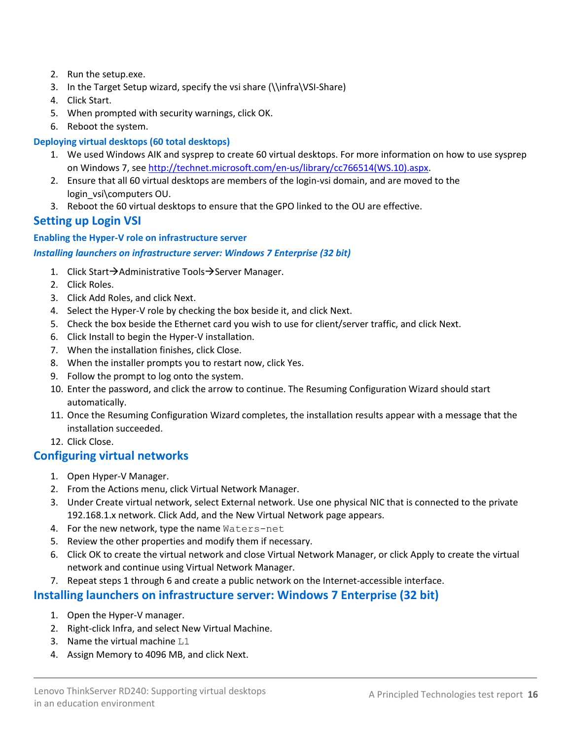2. Run the setup.exe.
3. In the Target Setup wizard, specify the vsi share (\\infra\VSI-Share)
4. Click Start.
5. When prompted with security warnings, click OK.
6. Reboot the system.

### Deploying virtual desktops (60 total desktops)

1. We used Windows AIK and sysprep to create 60 virtual desktops. For more information on how to use sysprep on Windows 7, see http://technet.microsoft.com/en-us/library/cc766514(WS.10).aspx.
2. Ensure that all 60 virtual desktops are members of the login-vsi domain, and are moved to the login_vsi\computers OU.
3. Reboot the 60 virtual desktops to ensure that the GPO linked to the OU are effective.

## Setting up Login VSI

### Enabling the Hyper-V role on infrastructure server

#### *Installing launchers on infrastructure server: Windows 7 Enterprise (32 bit)*

1. Click Start→Administrative Tools→Server Manager.
2. Click Roles.
3. Click Add Roles, and click Next.
4. Select the Hyper-V role by checking the box beside it, and click Next.
5. Check the box beside the Ethernet card you wish to use for client/server traffic, and click Next.
6. Click Install to begin the Hyper-V installation.
7. When the installation finishes, click Close.
8. When the installer prompts you to restart now, click Yes.
9. Follow the prompt to log onto the system.
10. Enter the password, and click the arrow to continue. The Resuming Configuration Wizard should start automatically.
11. Once the Resuming Configuration Wizard completes, the installation results appear with a message that the installation succeeded.
12. Click Close.

## Configuring virtual networks

1. Open Hyper-V Manager.
2. From the Actions menu, click Virtual Network Manager.
3. Under Create virtual network, select External network. Use one physical NIC that is connected to the private 192.168.1.x network. Click Add, and the New Virtual Network page appears.
4. For the new network, type the name `Waters-net`
5. Review the other properties and modify them if necessary.
6. Click OK to create the virtual network and close Virtual Network Manager, or click Apply to create the virtual network and continue using Virtual Network Manager.
7. Repeat steps 1 through 6 and create a public network on the Internet-accessible interface.

## Installing launchers on infrastructure server: Windows 7 Enterprise (32 bit)

1. Open the Hyper-V manager.
2. Right-click Infra, and select New Virtual Machine.
3. Name the virtual machine `L1`
4. Assign Memory to 4096 MB, and click Next.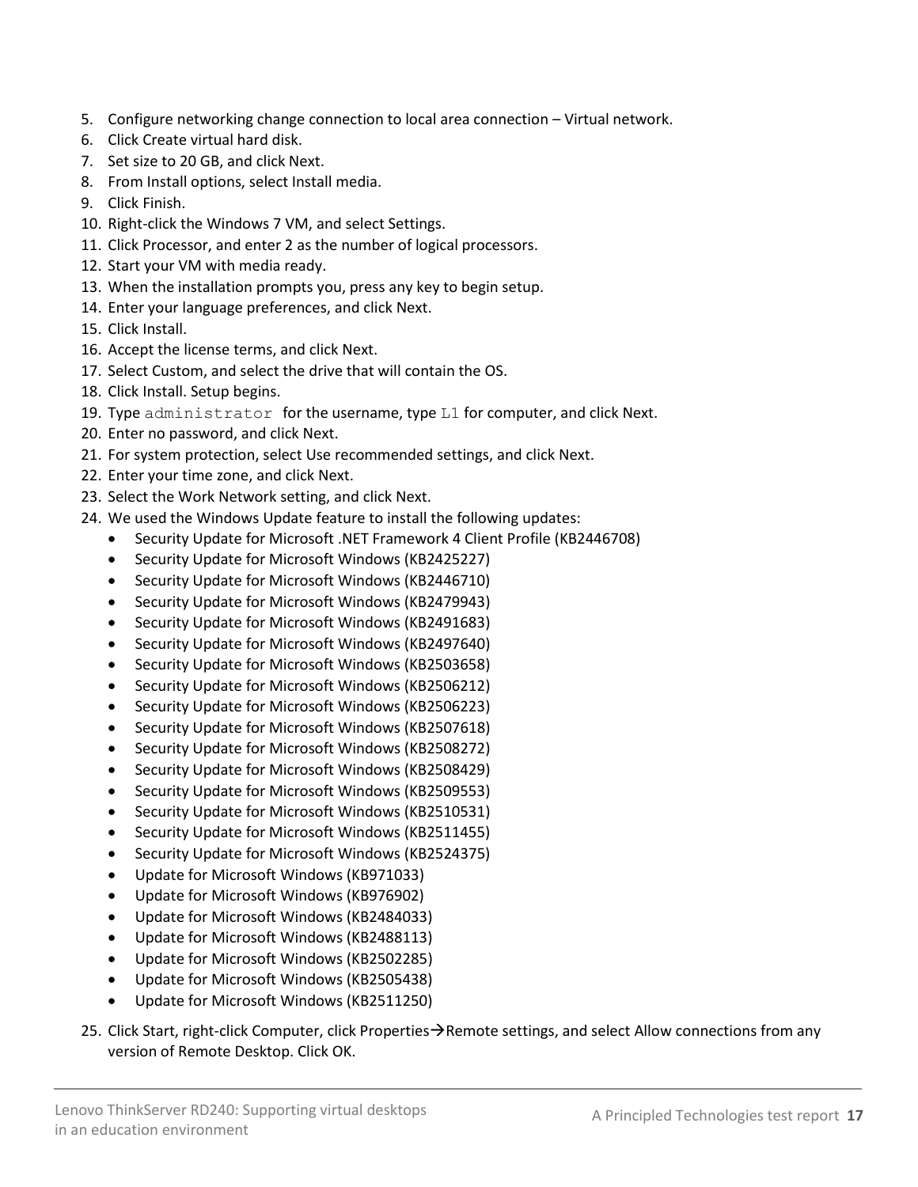5. Configure networking change connection to local area connection – Virtual network.
6. Click Create virtual hard disk.
7. Set size to 20 GB, and click Next.
8. From Install options, select Install media.
9. Click Finish.
10. Right-click the Windows 7 VM, and select Settings.
11. Click Processor, and enter 2 as the number of logical processors.
12. Start your VM with media ready.
13. When the installation prompts you, press any key to begin setup.
14. Enter your language preferences, and click Next.
15. Click Install.
16. Accept the license terms, and click Next.
17. Select Custom, and select the drive that will contain the OS.
18. Click Install. Setup begins.
19. Type `administrator` for the username, type `L1` for computer, and click Next.
20. Enter no password, and click Next.
21. For system protection, select Use recommended settings, and click Next.
22. Enter your time zone, and click Next.
23. Select the Work Network setting, and click Next.
24. We used the Windows Update feature to install the following updates:
    - Security Update for Microsoft .NET Framework 4 Client Profile (KB2446708)
    - Security Update for Microsoft Windows (KB2425227)
    - Security Update for Microsoft Windows (KB2446710)
    - Security Update for Microsoft Windows (KB2479943)
    - Security Update for Microsoft Windows (KB2491683)
    - Security Update for Microsoft Windows (KB2497640)
    - Security Update for Microsoft Windows (KB2503658)
    - Security Update for Microsoft Windows (KB2506212)
    - Security Update for Microsoft Windows (KB2506223)
    - Security Update for Microsoft Windows (KB2507618)
    - Security Update for Microsoft Windows (KB2508272)
    - Security Update for Microsoft Windows (KB2508429)
    - Security Update for Microsoft Windows (KB2509553)
    - Security Update for Microsoft Windows (KB2510531)
    - Security Update for Microsoft Windows (KB2511455)
    - Security Update for Microsoft Windows (KB2524375)
    - Update for Microsoft Windows (KB971033)
    - Update for Microsoft Windows (KB976902)
    - Update for Microsoft Windows (KB2484033)
    - Update for Microsoft Windows (KB2488113)
    - Update for Microsoft Windows (KB2502285)
    - Update for Microsoft Windows (KB2505438)
    - Update for Microsoft Windows (KB2511250)
25. Click Start, right-click Computer, click Properties→Remote settings, and select Allow connections from any version of Remote Desktop. Click OK.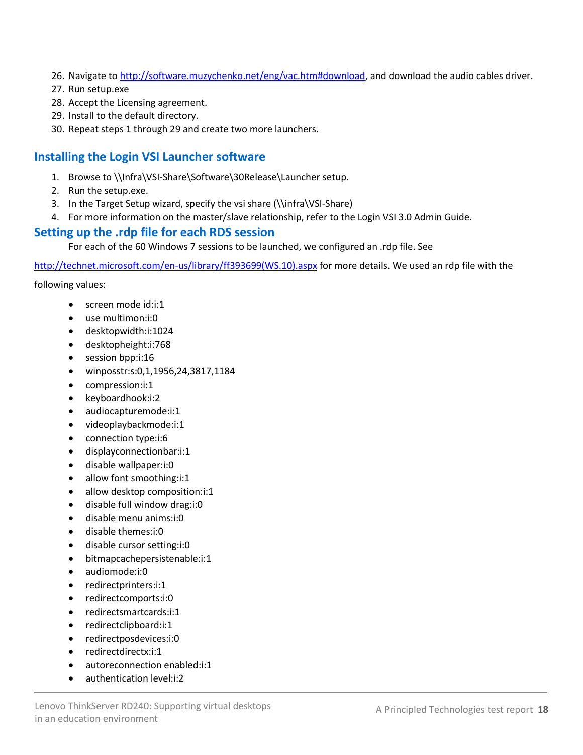26. Navigate to http://software.muzychenko.net/eng/vac.htm#download, and download the audio cables driver.
27. Run setup.exe
28. Accept the Licensing agreement.
29. Install to the default directory.
30. Repeat steps 1 through 29 and create two more launchers.

## Installing the Login VSI Launcher software

1. Browse to \\Infra\VSI-Share\Software\30Release\Launcher setup.
2. Run the setup.exe.
3. In the Target Setup wizard, specify the vsi share (\\infra\VSI-Share)
4. For more information on the master/slave relationship, refer to the Login VSI 3.0 Admin Guide.

## Setting up the .rdp file for each RDS session

For each of the 60 Windows 7 sessions to be launched, we configured an .rdp file. See http://technet.microsoft.com/en-us/library/ff393699(WS.10).aspx for more details. We used an rdp file with the following values:

- screen mode id:i:1
- use multimon:i:0
- desktopwidth:i:1024
- desktopheight:i:768
- session bpp:i:16
- winposstr:s:0,1,1956,24,3817,1184
- compression:i:1
- keyboardhook:i:2
- audiocapturemode:i:1
- videoplaybackmode:i:1
- connection type:i:6
- displayconnectionbar:i:1
- disable wallpaper:i:0
- allow font smoothing:i:1
- allow desktop composition:i:1
- disable full window drag:i:0
- disable menu anims:i:0
- disable themes:i:0
- disable cursor setting:i:0
- bitmapcachepersistenable:i:1
- audiomode:i:0
- redirectprinters:i:1
- redirectcomports:i:0
- redirectsmartcards:i:1
- redirectclipboard:i:1
- redirectposdevices:i:0
- redirectdirectx:i:1
- autoreconnection enabled:i:1
- authentication level:i:2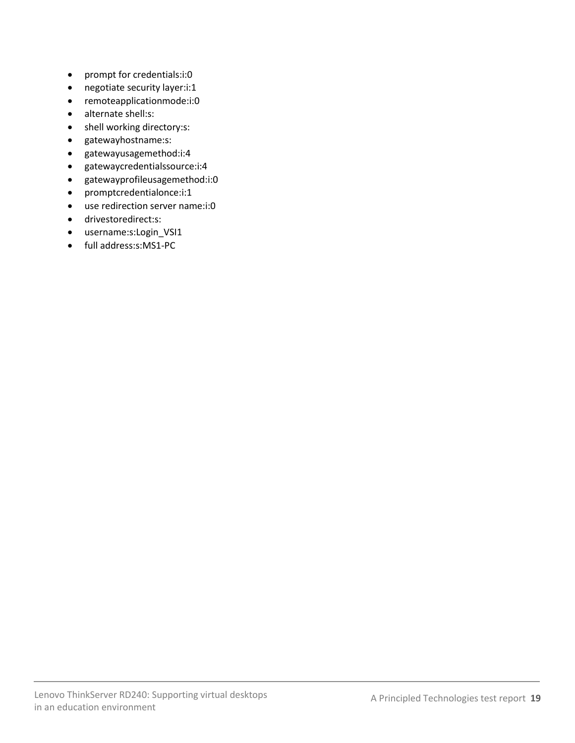- prompt for credentials:i:0
- negotiate security layer:i:1
- remoteapplicationmode:i:0
- alternate shell:s:
- shell working directory:s:
- gatewayhostname:s:
- gatewayusagemethod:i:4
- gatewaycredentialssource:i:4
- gatewayprofileusagemethod:i:0
- promptcredentialonce:i:1
- use redirection server name:i:0
- drivestoredirect:s:
- username:s:Login_VSI1
- full address:s:MS1-PC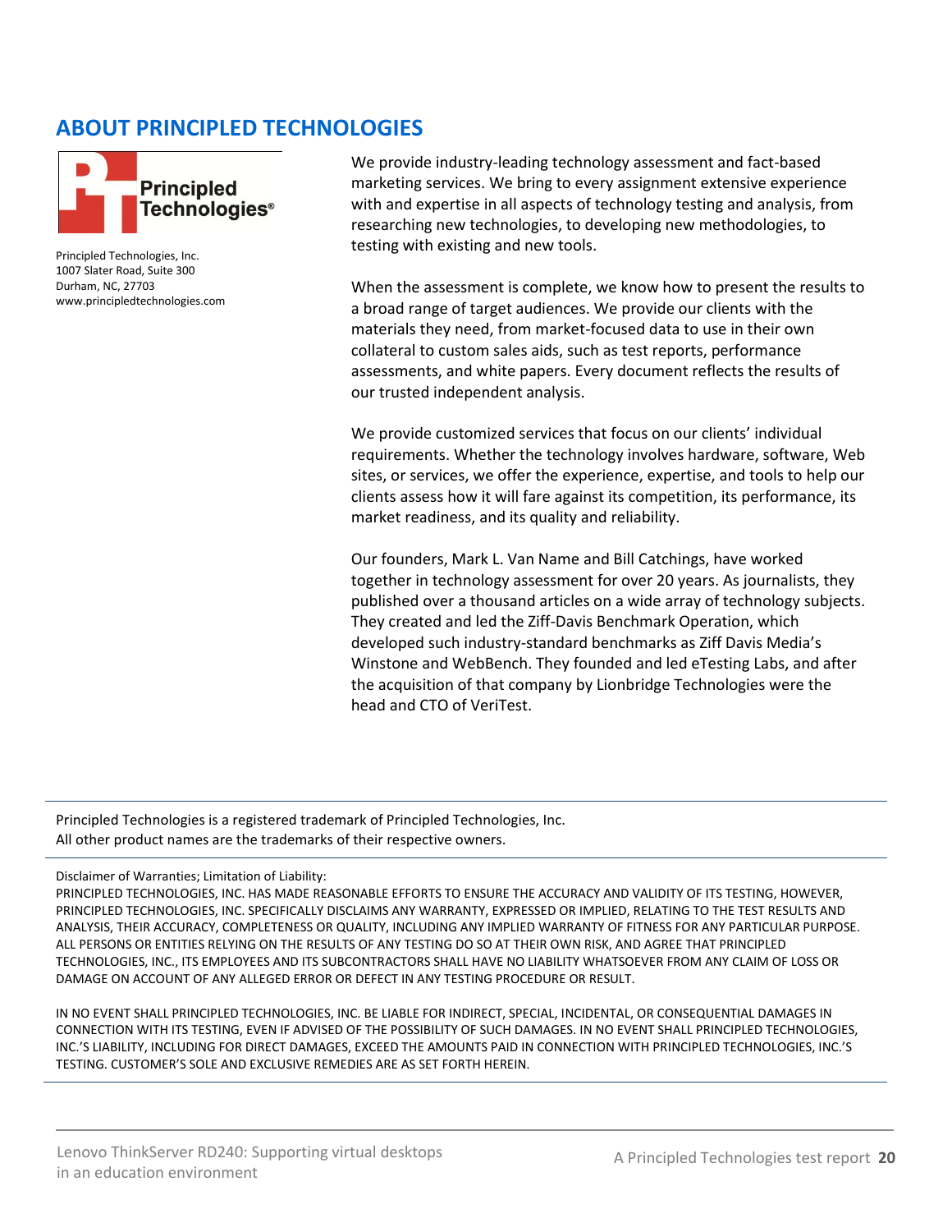## ABOUT PRINCIPLED TECHNOLOGIES

Principled Technologies, Inc.
1007 Slater Road, Suite 300
Durham, NC, 27703
www.principledtechnologies.com

We provide industry-leading technology assessment and fact-based marketing services. We bring to every assignment extensive experience with and expertise in all aspects of technology testing and analysis, from researching new technologies, to developing new methodologies, to testing with existing and new tools.

When the assessment is complete, we know how to present the results to a broad range of target audiences. We provide our clients with the materials they need, from market-focused data to use in their own collateral to custom sales aids, such as test reports, performance assessments, and white papers. Every document reflects the results of our trusted independent analysis.

We provide customized services that focus on our clients' individual requirements. Whether the technology involves hardware, software, Web sites, or services, we offer the experience, expertise, and tools to help our clients assess how it will fare against its competition, its performance, its market readiness, and its quality and reliability.

Our founders, Mark L. Van Name and Bill Catchings, have worked together in technology assessment for over 20 years. As journalists, they published over a thousand articles on a wide array of technology subjects. They created and led the Ziff-Davis Benchmark Operation, which developed such industry-standard benchmarks as Ziff Davis Media's Winstone and WebBench. They founded and led eTesting Labs, and after the acquisition of that company by Lionbridge Technologies were the head and CTO of VeriTest.

Principled Technologies is a registered trademark of Principled Technologies, Inc.
All other product names are the trademarks of their respective owners.

Disclaimer of Warranties; Limitation of Liability:
PRINCIPLED TECHNOLOGIES, INC. HAS MADE REASONABLE EFFORTS TO ENSURE THE ACCURACY AND VALIDITY OF ITS TESTING, HOWEVER, PRINCIPLED TECHNOLOGIES, INC. SPECIFICALLY DISCLAIMS ANY WARRANTY, EXPRESSED OR IMPLIED, RELATING TO THE TEST RESULTS AND ANALYSIS, THEIR ACCURACY, COMPLETENESS OR QUALITY, INCLUDING ANY IMPLIED WARRANTY OF FITNESS FOR ANY PARTICULAR PURPOSE. ALL PERSONS OR ENTITIES RELYING ON THE RESULTS OF ANY TESTING DO SO AT THEIR OWN RISK, AND AGREE THAT PRINCIPLED TECHNOLOGIES, INC., ITS EMPLOYEES AND ITS SUBCONTRACTORS SHALL HAVE NO LIABILITY WHATSOEVER FROM ANY CLAIM OF LOSS OR DAMAGE ON ACCOUNT OF ANY ALLEGED ERROR OR DEFECT IN ANY TESTING PROCEDURE OR RESULT.

IN NO EVENT SHALL PRINCIPLED TECHNOLOGIES, INC. BE LIABLE FOR INDIRECT, SPECIAL, INCIDENTAL, OR CONSEQUENTIAL DAMAGES IN CONNECTION WITH ITS TESTING, EVEN IF ADVISED OF THE POSSIBILITY OF SUCH DAMAGES. IN NO EVENT SHALL PRINCIPLED TECHNOLOGIES, INC.'S LIABILITY, INCLUDING FOR DIRECT DAMAGES, EXCEED THE AMOUNTS PAID IN CONNECTION WITH PRINCIPLED TECHNOLOGIES, INC.'S TESTING. CUSTOMER'S SOLE AND EXCLUSIVE REMEDIES ARE AS SET FORTH HEREIN.